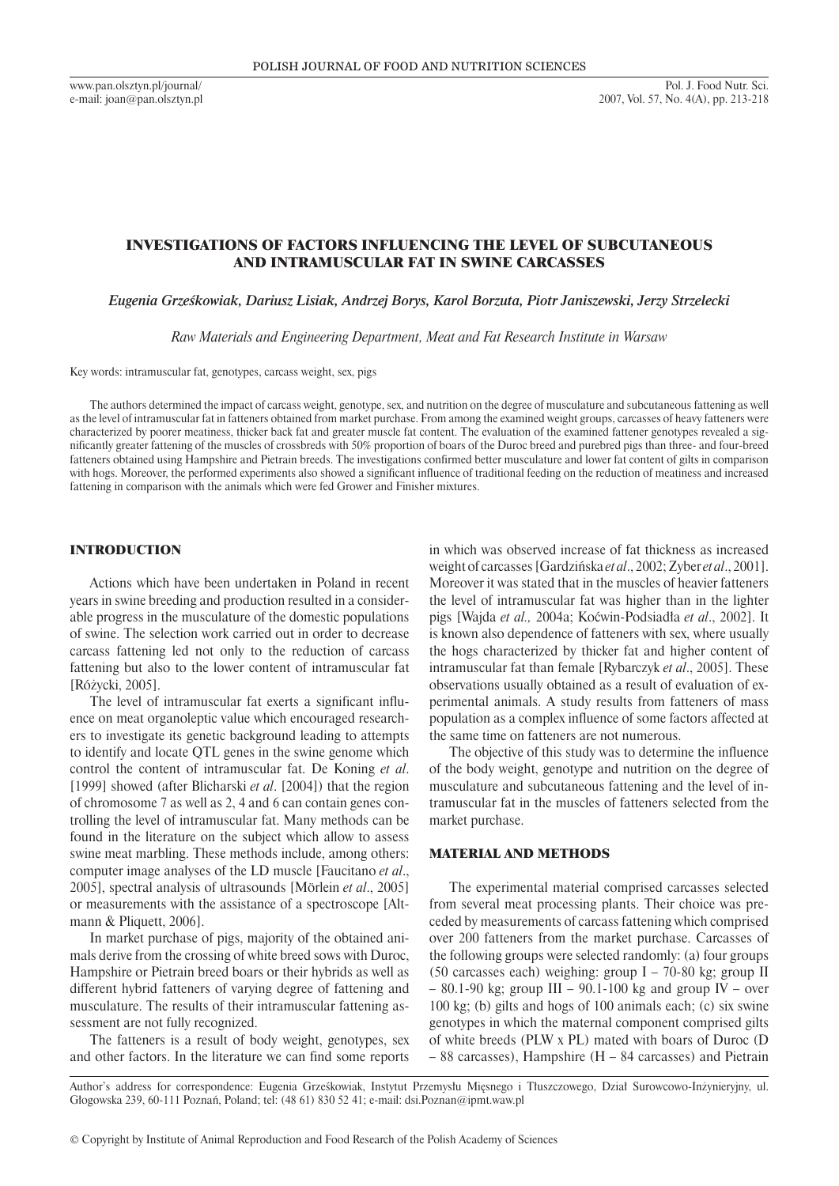# INVESTIGATIONS OF FACTORS INFLUENCING THE LEVEL OF SUBCUTANEOUS AND INTRAMUSCULAR FAT IN SWINE CARCASSES

*Eugenia Grześkowiak, Dariusz Lisiak, Andrzej Borys, Karol Borzuta, Piotr Janiszewski, Jerzy Strzelecki*

*Raw Materials and Engineering Department, Meat and Fat Research Institute in Warsaw*

Key words: intramuscular fat, genotypes, carcass weight, sex, pigs

The authors determined the impact of carcass weight, genotype, sex, and nutrition on the degree of musculature and subcutaneous fattening as well as the level of intramuscular fat in fatteners obtained from market purchase. From among the examined weight groups, carcasses of heavy fatteners were characterized by poorer meatiness, thicker back fat and greater muscle fat content. The evaluation of the examined fattener genotypes revealed a significantly greater fattening of the muscles of crossbreds with 50% proportion of boars of the Duroc breed and purebred pigs than three- and four-breed fatteners obtained using Hampshire and Pietrain breeds. The investigations confirmed better musculature and lower fat content of gilts in comparison with hogs. Moreover, the performed experiments also showed a significant influence of traditional feeding on the reduction of meatiness and increased fattening in comparison with the animals which were fed Grower and Finisher mixtures.

## INTRODUCTION

Actions which have been undertaken in Poland in recent years in swine breeding and production resulted in a considerable progress in the musculature of the domestic populations of swine. The selection work carried out in order to decrease carcass fattening led not only to the reduction of carcass fattening but also to the lower content of intramuscular fat [Różycki, 2005].

The level of intramuscular fat exerts a significant influence on meat organoleptic value which encouraged researchers to investigate its genetic background leading to attempts to identify and locate QTL genes in the swine genome which control the content of intramuscular fat. De Koning *et al*. [1999] showed (after Blicharski *et al*. [2004]) that the region of chromosome 7 as well as 2, 4 and 6 can contain genes controlling the level of intramuscular fat. Many methods can be found in the literature on the subject which allow to assess swine meat marbling. These methods include, among others: computer image analyses of the LD muscle [Faucitano *et al*., 2005], spectral analysis of ultrasounds [Mörlein *et al*., 2005] or measurements with the assistance of a spectroscope [Altmann & Pliquett, 2006].

In market purchase of pigs, majority of the obtained animals derive from the crossing of white breed sows with Duroc, Hampshire or Pietrain breed boars or their hybrids as well as different hybrid fatteners of varying degree of fattening and musculature. The results of their intramuscular fattening assessment are not fully recognized.

The fatteners is a result of body weight, genotypes, sex and other factors. In the literature we can find some reports in which was observed increase of fat thickness as increased weight of carcasses [Gardzińska *et al*., 2002; Zyber *et al*., 2001]. Moreover it was stated that in the muscles of heavier fatteners the level of intramuscular fat was higher than in the lighter pigs [Wajda *et al.,* 2004a; Koćwin-Podsiadła *et al*., 2002]. It is known also dependence of fatteners with sex, where usually the hogs characterized by thicker fat and higher content of intramuscular fat than female [Rybarczyk *et al*., 2005]. These observations usually obtained as a result of evaluation of experimental animals. A study results from fatteners of mass population as a complex influence of some factors affected at the same time on fatteners are not numerous.

The objective of this study was to determine the influence of the body weight, genotype and nutrition on the degree of musculature and subcutaneous fattening and the level of intramuscular fat in the muscles of fatteners selected from the market purchase.

## MATERIAL AND METHODS

The experimental material comprised carcasses selected from several meat processing plants. Their choice was preceded by measurements of carcass fattening which comprised over 200 fatteners from the market purchase. Carcasses of the following groups were selected randomly: (a) four groups (50 carcasses each) weighing: group I – 70-80 kg; group II – 80.1-90 kg; group III – 90.1-100 kg and group IV – over 100 kg; (b) gilts and hogs of 100 animals each; (c) six swine genotypes in which the maternal component comprised gilts of white breeds (PLW x PL) mated with boars of Duroc (D – 88 carcasses), Hampshire (H – 84 carcasses) and Pietrain

Author's address for correspondence: Eugenia Grześkowiak, Instytut Przemysłu Mięsnego i Tłuszczowego, Dział Surowcowo-Inżynieryjny, ul. Głogowska 239, 60-111 Poznań, Poland; tel: (48 61) 830 52 41; e-mail: dsi.Poznan@ipmt.waw.pl

© Copyright by Institute of Animal Reproduction and Food Research of the Polish Academy of Sciences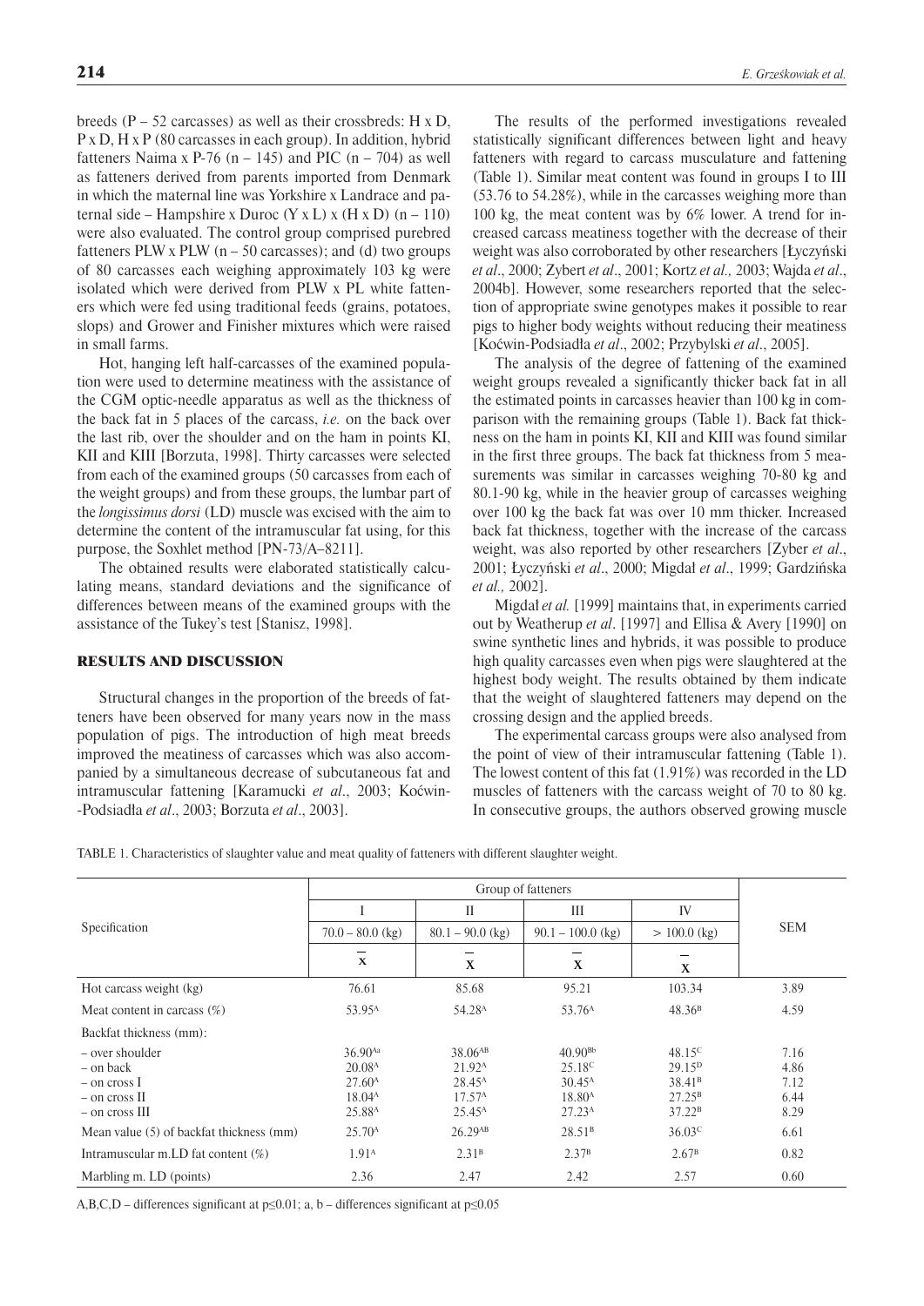breeds (P – 52 carcasses) as well as their crossbreds: H x D, P x D, H x P (80 carcasses in each group). In addition, hybrid fatteners Naima x P-76 (n – 145) and PIC (n – 704) as well as fatteners derived from parents imported from Denmark in which the maternal line was Yorkshire x Landrace and paternal side – Hampshire x Duroc (Y x L) x (H x D) (n – 110) were also evaluated. The control group comprised purebred fatteners PLW x PLW (n – 50 carcasses); and (d) two groups of 80 carcasses each weighing approximately 103 kg were isolated which were derived from PLW x PL white fatteners which were fed using traditional feeds (grains, potatoes, slops) and Grower and Finisher mixtures which were raised in small farms.

Hot, hanging left half-carcasses of the examined population were used to determine meatiness with the assistance of the CGM optic-needle apparatus as well as the thickness of the back fat in 5 places of the carcass, *i.e.* on the back over the last rib, over the shoulder and on the ham in points KI, KII and KIII [Borzuta, 1998]. Thirty carcasses were selected from each of the examined groups (50 carcasses from each of the weight groups) and from these groups, the lumbar part of the *longissimus dorsi* (LD) muscle was excised with the aim to determine the content of the intramuscular fat using, for this purpose, the Soxhlet method [PN-73/A–8211].

The obtained results were elaborated statistically calculating means, standard deviations and the significance of differences between means of the examined groups with the assistance of the Tukey's test [Stanisz, 1998].

## RESULTS AND DISCUSSION

Structural changes in the proportion of the breeds of fatteners have been observed for many years now in the mass population of pigs. The introduction of high meat breeds improved the meatiness of carcasses which was also accompanied by a simultaneous decrease of subcutaneous fat and intramuscular fattening [Karamucki *et al*., 2003; Koćwin-Podsiadła *et al*., 2003; Borzuta *et al*., 2003].

The results of the performed investigations revealed statistically significant differences between light and heavy fatteners with regard to carcass musculature and fattening (Table 1). Similar meat content was found in groups I to III (53.76 to 54.28%), while in the carcasses weighing more than 100 kg, the meat content was by 6% lower. A trend for increased carcass meatiness together with the decrease of their weight was also corroborated by other researchers [Łyczyński *et al*., 2000; Zybert *et al*., 2001; Kortz *et al.,* 2003; Wajda *et al*., 2004b]. However, some researchers reported that the selection of appropriate swine genotypes makes it possible to rear pigs to higher body weights without reducing their meatiness [Koćwin-Podsiadła *et al*., 2002; Przybylski *et al*., 2005].

The analysis of the degree of fattening of the examined weight groups revealed a significantly thicker back fat in all the estimated points in carcasses heavier than 100 kg in comparison with the remaining groups (Table 1). Back fat thickness on the ham in points KI, KII and KIII was found similar in the first three groups. The back fat thickness from 5 measurements was similar in carcasses weighing 70-80 kg and 80.1-90 kg, while in the heavier group of carcasses weighing over 100 kg the back fat was over 10 mm thicker. Increased back fat thickness, together with the increase of the carcass weight, was also reported by other researchers [Zyber *et al*., 2001; Łyczyński *et al*., 2000; Migdał *et al*., 1999; Gardzińska *et al.,* 2002].

Migdał *et al.* [1999] maintains that, in experiments carried out by Weatherup *et al*. [1997] and Ellisa & Avery [1990] on swine synthetic lines and hybrids, it was possible to produce high quality carcasses even when pigs were slaughtered at the highest body weight. The results obtained by them indicate that the weight of slaughtered fatteners may depend on the crossing design and the applied breeds.

The experimental carcass groups were also analysed from the point of view of their intramuscular fattening (Table 1). The lowest content of this fat (1.91%) was recorded in the LD muscles of fatteners with the carcass weight of 70 to 80 kg. In consecutive groups, the authors observed growing muscle

TABLE 1. Characteristics of slaughter value and meat quality of fatteners with different slaughter weight.

| Specification | Group of fatteners | | | | SEM |
|---|---|---|---|---|---|
| | I | II | III | IV | |
| | 70.0 – 80.0 (kg) | 80.1 – 90.0 (kg) | 90.1 – 100.0 (kg) | > 100.0 (kg) | |
| | $\bar{x}$ | $\bar{x}$ | $\bar{x}$ | $\bar{x}$ | |
| Hot carcass weight (kg) | 76.61 | 85.68 | 95.21 | 103.34 | 3.89 |
| Meat content in carcass (%) | 53.95[A] | 54.28[A] | 53.76[A] | 48.36[B] | 4.59 |
| Backfat thickness (mm): | | | | | |
| – over shoulder | 36.90[Aa] | 38.06[AB] | 40.90[Bb] | 48.15[C] | 7.16 |
| – on back | 20.08[A] | 21.92[A] | 25.18[C] | 29.15[D] | 4.86 |
| – on cross I | 27.60[A] | 28.45[A] | 30.45[A] | 38.41[B] | 7.12 |
| – on cross II | 18.04[A] | 17.57[A] | 18.80[A] | 27.25[B] | 6.44 |
| – on cross III | 25.88[A] | 25.45[A] | 27.23[A] | 37.22[B] | 8.29 |
| Mean value (5) of backfat thickness (mm) | 25.70[A] | 26.29[AB] | 28.51[B] | 36.03[C] | 6.61 |
| Intramuscular m.LD fat content (%) | 1.91[A] | 2.31[B] | 2.37[B] | 2.67[B] | 0.82 |
| Marbling m. LD (points) | 2.36 | 2.47 | 2.42 | 2.57 | 0.60 |

A,B,C,D – differences significant at $p \leq 0.01$; a, b – differences significant at $p \leq 0.05$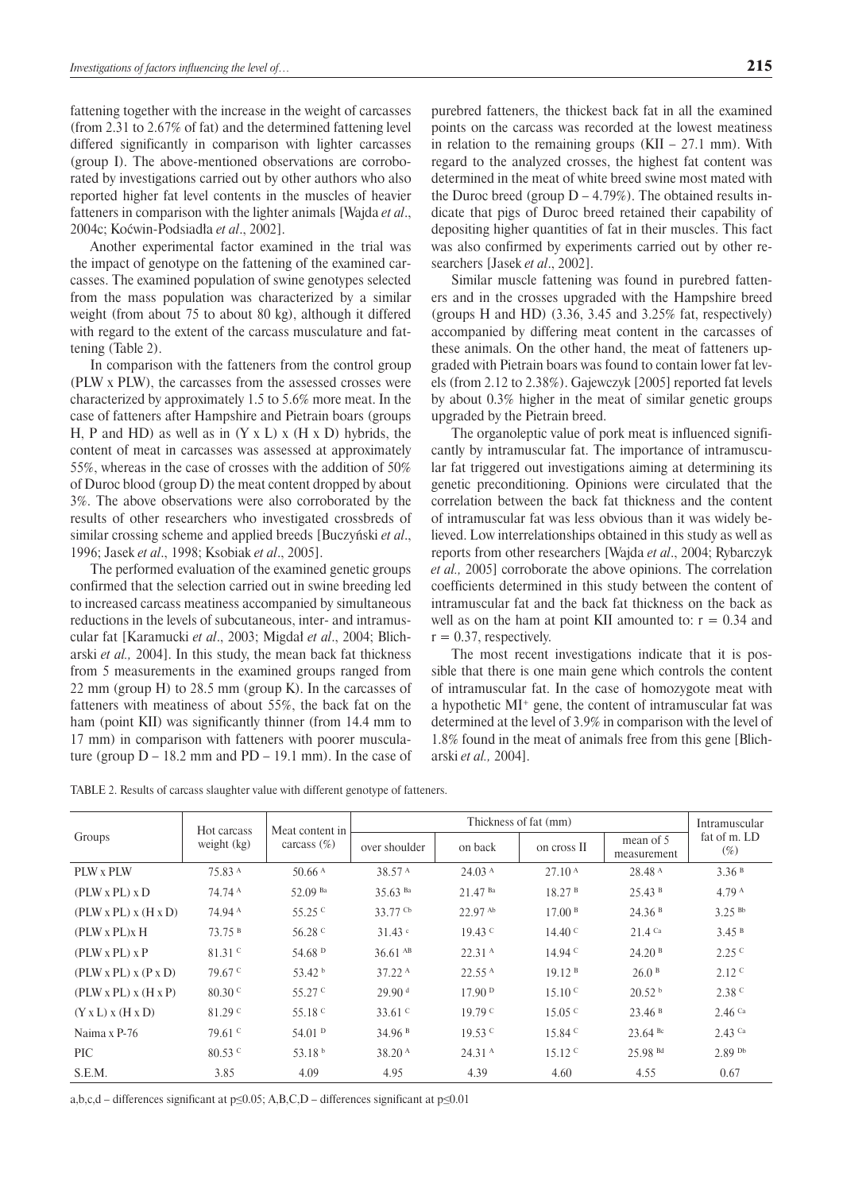fattening together with the increase in the weight of carcasses (from 2.31 to 2.67% of fat) and the determined fattening level differed significantly in comparison with lighter carcasses (group I). The above-mentioned observations are corroborated by investigations carried out by other authors who also reported higher fat level contents in the muscles of heavier fatteners in comparison with the lighter animals [Wajda *et al*., 2004c; Koćwin-Podsiadła *et al*., 2002].

Another experimental factor examined in the trial was the impact of genotype on the fattening of the examined carcasses. The examined population of swine genotypes selected from the mass population was characterized by a similar weight (from about 75 to about 80 kg), although it differed with regard to the extent of the carcass musculature and fattening (Table 2).

In comparison with the fatteners from the control group (PLW x PLW), the carcasses from the assessed crosses were characterized by approximately 1.5 to 5.6% more meat. In the case of fatteners after Hampshire and Pietrain boars (groups H, P and HD) as well as in (Y x L) x (H x D) hybrids, the content of meat in carcasses was assessed at approximately 55%, whereas in the case of crosses with the addition of 50% of Duroc blood (group D) the meat content dropped by about 3%. The above observations were also corroborated by the results of other researchers who investigated crossbreds of similar crossing scheme and applied breeds [Buczyński *et al*., 1996; Jasek *et al*., 1998; Ksobiak *et al*., 2005].

The performed evaluation of the examined genetic groups confirmed that the selection carried out in swine breeding led to increased carcass meatiness accompanied by simultaneous reductions in the levels of subcutaneous, inter- and intramuscular fat [Karamucki *et al*., 2003; Migdał *et al*., 2004; Blicharski *et al.,* 2004]. In this study, the mean back fat thickness from 5 measurements in the examined groups ranged from 22 mm (group H) to 28.5 mm (group K). In the carcasses of fatteners with meatiness of about 55%, the back fat on the ham (point KII) was significantly thinner (from 14.4 mm to 17 mm) in comparison with fatteners with poorer musculature (group D – 18.2 mm and PD – 19.1 mm). In the case of purebred fatteners, the thickest back fat in all the examined points on the carcass was recorded at the lowest meatiness in relation to the remaining groups (KII – 27.1 mm). With regard to the analyzed crosses, the highest fat content was determined in the meat of white breed swine most mated with the Duroc breed (group D – 4.79%). The obtained results indicate that pigs of Duroc breed retained their capability of depositing higher quantities of fat in their muscles. This fact was also confirmed by experiments carried out by other researchers [Jasek *et al*., 2002].

Similar muscle fattening was found in purebred fatteners and in the crosses upgraded with the Hampshire breed (groups H and HD) (3.36, 3.45 and 3.25% fat, respectively) accompanied by differing meat content in the carcasses of these animals. On the other hand, the meat of fatteners upgraded with Pietrain boars was found to contain lower fat levels (from 2.12 to 2.38%). Gajewczyk [2005] reported fat levels by about 0.3% higher in the meat of similar genetic groups upgraded by the Pietrain breed.

The organoleptic value of pork meat is influenced significantly by intramuscular fat. The importance of intramuscular fat triggered out investigations aiming at determining its genetic preconditioning. Opinions were circulated that the correlation between the back fat thickness and the content of intramuscular fat was less obvious than it was widely believed. Low interrelationships obtained in this study as well as reports from other researchers [Wajda *et al*., 2004; Rybarczyk *et al.,* 2005] corroborate the above opinions. The correlation coefficients determined in this study between the content of intramuscular fat and the back fat thickness on the back as well as on the ham at point KII amounted to: $r = 0.34$ and $r = 0.37$, respectively.

The most recent investigations indicate that it is possible that there is one main gene which controls the content of intramuscular fat. In the case of homozygote meat with a hypothetic $MI^{+}$ gene, the content of intramuscular fat was determined at the level of 3.9% in comparison with the level of 1.8% found in the meat of animals free from this gene [Blicharski *et al.,* 2004].

TABLE 2. Results of carcass slaughter value with different genotype of fatteners.

| Groups | Hot carcass weight (kg) | Meat content in carcass (%) | Thickness of fat (mm) | | | | Intramuscular fat of m. LD (%) |
|---|---|---|---|---|---|---|---|
| | | | over shoulder | on back | on cross II | mean of 5 measurement | |
| PLW x PLW | 75.83 [A] | 50.66 [A] | 38.57 [A] | 24.03 [A] | 27.10 [A] | 28.48 [A] | 3.36 [B] |
| (PLW x PL) x D | 74.74 [A] | 52.09 [Ba] | 35.63 [Ba] | 21.47 [Ba] | 18.27 [B] | 25.43 [B] | 4.79 [A] |
| (PLW x PL) x (H x D) | 74.94 [A] | 55.25 [C] | 33.77 [Cb] | 22.97 [Ab] | 17.00 [B] | 24.36 [B] | 3.25 [Bb] |
| (PLW x PL)x H | 73.75 [B] | 56.28 [C] | 31.43 [c] | 19.43 [C] | 14.40 [C] | 21.4 [Ca] | 3.45 [B] |
| (PLW x PL) x P | 81.31 [C] | 54.68 [D] | 36.61 [AB] | 22.31 [A] | 14.94 [C] | 24.20 [B] | 2.25 [C] |
| (PLW x PL) x (P x D) | 79.67 [C] | 53.42 [b] | 37.22 [A] | 22.55 [A] | 19.12 [B] | 26.0 [B] | 2.12 [C] |
| (PLW x PL) x (H x P) | 80.30 [C] | 55.27 [C] | 29.90 [d] | 17.90 [D] | 15.10 [C] | 20.52 [b] | 2.38 [C] |
| (Y x L) x (H x D) | 81.29 [C] | 55.18 [C] | 33.61 [C] | 19.79 [C] | 15.05 [C] | 23.46 [B] | 2.46 [Ca] |
| Naima x P-76 | 79.61 [C] | 54.01 [D] | 34.96 [B] | 19.53 [C] | 15.84 [C] | 23.64 [Bc] | 2.43 [Ca] |
| PIC | 80.53 [C] | 53.18 [b] | 38.20 [A] | 24.31 [A] | 15.12 [C] | 25.98 [Bd] | 2.89 [Db] |
| S.E.M. | 3.85 | 4.09 | 4.95 | 4.39 | 4.60 | 4.55 | 0.67 |

a,b,c,d – differences significant at $p \leq 0.05$; A,B,C,D – differences significant at $p \leq 0.01$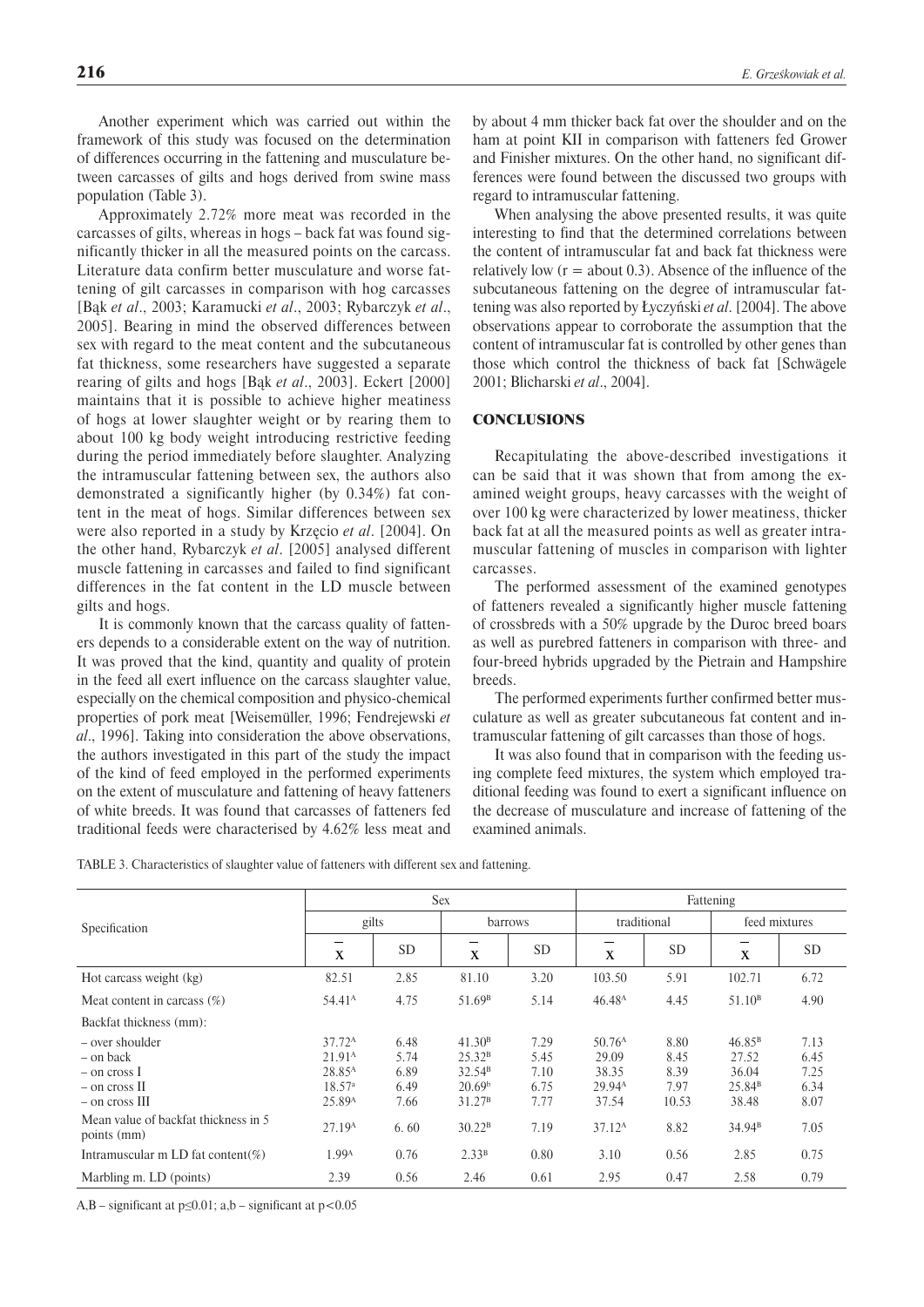Another experiment which was carried out within the framework of this study was focused on the determination of differences occurring in the fattening and musculature between carcasses of gilts and hogs derived from swine mass population (Table 3).

Approximately 2.72% more meat was recorded in the carcasses of gilts, whereas in hogs – back fat was found significantly thicker in all the measured points on the carcass. Literature data confirm better musculature and worse fattening of gilt carcasses in comparison with hog carcasses [Bąk *et al*., 2003; Karamucki *et al*., 2003; Rybarczyk *et al*., 2005]. Bearing in mind the observed differences between sex with regard to the meat content and the subcutaneous fat thickness, some researchers have suggested a separate rearing of gilts and hogs [Bąk *et al*., 2003]. Eckert [2000] maintains that it is possible to achieve higher meatiness of hogs at lower slaughter weight or by rearing them to about 100 kg body weight introducing restrictive feeding during the period immediately before slaughter. Analyzing the intramuscular fattening between sex, the authors also demonstrated a significantly higher (by 0.34%) fat content in the meat of hogs. Similar differences between sex were also reported in a study by Krzęcio *et al*. [2004]. On the other hand, Rybarczyk *et al*. [2005] analysed different muscle fattening in carcasses and failed to find significant differences in the fat content in the LD muscle between gilts and hogs.

It is commonly known that the carcass quality of fatteners depends to a considerable extent on the way of nutrition. It was proved that the kind, quantity and quality of protein in the feed all exert influence on the carcass slaughter value, especially on the chemical composition and physico-chemical properties of pork meat [Weisemüller, 1996; Fendrejewski *et al*., 1996]. Taking into consideration the above observations, the authors investigated in this part of the study the impact of the kind of feed employed in the performed experiments on the extent of musculature and fattening of heavy fatteners of white breeds. It was found that carcasses of fatteners fed traditional feeds were characterised by 4.62% less meat and by about 4 mm thicker back fat over the shoulder and on the ham at point KII in comparison with fatteners fed Grower and Finisher mixtures. On the other hand, no significant differences were found between the discussed two groups with regard to intramuscular fattening.

When analysing the above presented results, it was quite interesting to find that the determined correlations between the content of intramuscular fat and back fat thickness were relatively low ($r$ = about 0.3). Absence of the influence of the subcutaneous fattening on the degree of intramuscular fattening was also reported by Łyczyński *et al*. [2004]. The above observations appear to corroborate the assumption that the content of intramuscular fat is controlled by other genes than those which control the thickness of back fat [Schwägele 2001; Blicharski *et al*., 2004].

## CONCLUSIONS

Recapitulating the above-described investigations it can be said that it was shown that from among the examined weight groups, heavy carcasses with the weight of over 100 kg were characterized by lower meatiness, thicker back fat at all the measured points as well as greater intramuscular fattening of muscles in comparison with lighter carcasses.

The performed assessment of the examined genotypes of fatteners revealed a significantly higher muscle fattening of crossbreds with a 50% upgrade by the Duroc breed boars as well as purebred fatteners in comparison with three- and four-breed hybrids upgraded by the Pietrain and Hampshire breeds.

The performed experiments further confirmed better musculature as well as greater subcutaneous fat content and intramuscular fattening of gilt carcasses than those of hogs.

It was also found that in comparison with the feeding using complete feed mixtures, the system which employed traditional feeding was found to exert a significant influence on the decrease of musculature and increase of fattening of the examined animals.

TABLE 3. Characteristics of slaughter value of fatteners with different sex and fattening.

| Specification | Sex | | | | Fattening | | | |
|---|---|---|---|---|---|---|---|---|
| | gilts | | barrows | | traditional | | feed mixtures | |
| | $\bar{x}$ | SD | $\bar{x}$ | SD | $\bar{x}$ | SD | $\bar{x}$ | SD |
| Hot carcass weight (kg) | 82.51 | 2.85 | 81.10 | 3.20 | 103.50 | 5.91 | 102.71 | 6.72 |
| Meat content in carcass (%) | 54.41[A] | 4.75 | 51.69[B] | 5.14 | 46.48[A] | 4.45 | 51.10[B] | 4.90 |
| Backfat thickness (mm): | | | | | | | | |
| – over shoulder | 37.72[A] | 6.48 | 41.30[B] | 7.29 | 50.76[A] | 8.80 | 46.85[B] | 7.13 |
| – on back | 21.91[A] | 5.74 | 25.32[B] | 5.45 | 29.09 | 8.45 | 27.52 | 6.45 |
| – on cross I | 28.85[A] | 6.89 | 32.54[B] | 7.10 | 38.35 | 8.39 | 36.04 | 7.25 |
| – on cross II | 18.57[a] | 6.49 | 20.69[b] | 6.75 | 29.94[A] | 7.97 | 25.84[B] | 6.34 |
| – on cross III | 25.89[A] | 7.66 | 31.27[B] | 7.77 | 37.54 | 10.53 | 38.48 | 8.07 |
| Mean value of backfat thickness in 5 points (mm) | 27.19[A] | 6. 60 | 30.22[B] | 7.19 | 37.12[A] | 8.82 | 34.94[B] | 7.05 |
| Intramuscular m LD fat content(%) | 1.99[A] | 0.76 | 2.33[B] | 0.80 | 3.10 | 0.56 | 2.85 | 0.75 |
| Marbling m. LD (points) | 2.39 | 0.56 | 2.46 | 0.61 | 2.95 | 0.47 | 2.58 | 0.79 |

A,B – significant at $p \leq 0.01$; a,b – significant at $p < 0.05$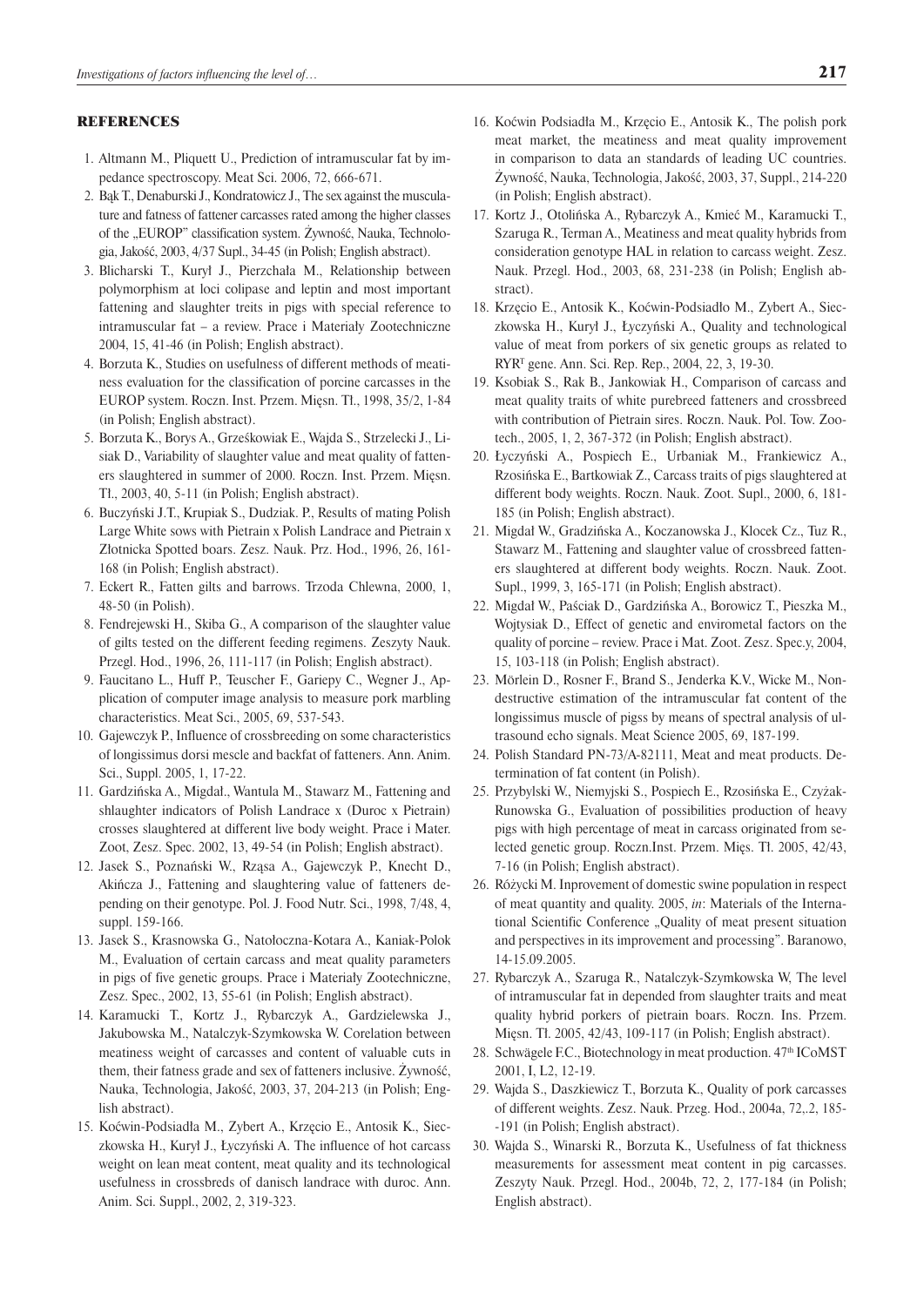## REFERENCES

1. Altmann M., Pliquett U., Prediction of intramuscular fat by impedance spectroscopy. Meat Sci. 2006, 72, 666-671.
2. Bąk T., Denaburski J., Kondratowicz J., The sex against the musculature and fatness of fattener carcasses rated among the higher classes of the „EUROP" classification system. Żywność, Nauka, Technologia, Jakość, 2003, 4/37 Supl., 34-45 (in Polish; English abstract).
3. Blicharski T., Kurył J., Pierzchała M., Relationship between polymorphism at loci colipase and leptin and most important fattening and slaughter treits in pigs with special reference to intramuscular fat – a review. Prace i Materiały Zootechniczne 2004, 15, 41-46 (in Polish; English abstract).
4. Borzuta K., Studies on usefulness of different methods of meatiness evaluation for the classification of porcine carcasses in the EUROP system. Roczn. Inst. Przem. Mięsn. Tł., 1998, 35/2, 1-84 (in Polish; English abstract).
5. Borzuta K., Borys A., Grześkowiak E., Wajda S., Strzelecki J., Lisiak D., Variability of slaughter value and meat quality of fatteners slaughtered in summer of 2000. Roczn. Inst. Przem. Mięsn. Tł., 2003, 40, 5-11 (in Polish; English abstract).
6. Buczyński J.T., Krupiak S., Dudziak. P., Results of mating Polish Large White sows with Pietrain x Polish Landrace and Pietrain x Złotnicka Spotted boars. Zesz. Nauk. Prz. Hod., 1996, 26, 161-168 (in Polish; English abstract).
7. Eckert R., Fatten gilts and barrows. Trzoda Chlewna, 2000, 1, 48-50 (in Polish).
8. Fendrejewski H., Skiba G., A comparison of the slaughter value of gilts tested on the different feeding regimens. Zeszyty Nauk. Przegl. Hod., 1996, 26, 111-117 (in Polish; English abstract).
9. Faucitano L., Huff P., Teuscher F., Gariepy C., Wegner J., Application of computer image analysis to measure pork marbling characteristics. Meat Sci., 2005, 69, 537-543.
10. Gajewczyk P., Influence of crossbreeding on some characteristics of longissimus dorsi mescle and backfat of fatteners. Ann. Anim. Sci., Suppl. 2005, 1, 17-22.
11. Gardzińska A., Migdał., Wantula M., Stawarz M., Fattening and shlaughter indicators of Polish Landrace x (Duroc x Pietrain) crosses slaughtered at different live body weight. Prace i Mater. Zoot, Zesz. Spec. 2002, 13, 49-54 (in Polish; English abstract).
12. Jasek S., Poznański W., Rząsa A., Gajewczyk P., Knecht D., Akińcza J., Fattening and slaughtering value of fatteners depending on their genotype. Pol. J. Food Nutr. Sci., 1998, 7/48, 4, suppl. 159-166.
13. Jasek S., Krasnowska G., Natołoczna-Kotara A., Kaniak-Polok M., Evaluation of certain carcass and meat quality parameters in pigs of five genetic groups. Prace i Materiały Zootechniczne, Zesz. Spec., 2002, 13, 55-61 (in Polish; English abstract).
14. Karamucki T., Kortz J., Rybarczyk A., Gardzielewska J., Jakubowska M., Natalczyk-Szymkowska W. Corelation between meatiness weight of carcasses and content of valuable cuts in them, their fatness grade and sex of fatteners inclusive. Żywność, Nauka, Technologia, Jakość, 2003, 37, 204-213 (in Polish; English abstract).
15. Koćwin-Podsiadła M., Zybert A., Krzęcio E., Antosik K., Sieczkowska H., Kurył J., Łyczyński A. The influence of hot carcass weight on lean meat content, meat quality and its technological usefulness in crossbreds of danisch landrace with duroc. Ann. Anim. Sci. Suppl., 2002, 2, 319-323.
16. Koćwin Podsiadła M., Krzęcio E., Antosik K., The polish pork meat market, the meatiness and meat quality improvement in comparison to data an standards of leading UC countries. Żywność, Nauka, Technologia, Jakość, 2003, 37, Suppl., 214-220 (in Polish; English abstract).
17. Kortz J., Otolińska A., Rybarczyk A., Kmieć M., Karamucki T., Szaruga R., Terman A., Meatiness and meat quality hybrids from consideration genotype HAL in relation to carcass weight. Zesz. Nauk. Przegl. Hod., 2003, 68, 231-238 (in Polish; English abstract).
18. Krzęcio E., Antosik K., Koćwin-Podsiadło M., Zybert A., Sieczkowska H., Kurył J., Łyczyński A., Quality and technological value of meat from porkers of six genetic groups as related to RYR[T] gene. Ann. Sci. Rep. Rep., 2004, 22, 3, 19-30.
19. Ksobiak S., Rak B., Jankowiak H., Comparison of carcass and meat quality traits of white purebreed fatteners and crossbreed with contribution of Pietrain sires. Roczn. Nauk. Pol. Tow. Zootech., 2005, 1, 2, 367-372 (in Polish; English abstract).
20. Łyczyński A., Pospiech E., Urbaniak M., Frankiewicz A., Rzosińska E., Bartkowiak Z., Carcass traits of pigs slaughtered at different body weights. Roczn. Nauk. Zoot. Supl., 2000, 6, 181-185 (in Polish; English abstract).
21. Migdał W., Gradzińska A., Koczanowska J., Klocek Cz., Tuz R., Stawarz M., Fattening and slaughter value of crossbreed fatteners slaughtered at different body weights. Roczn. Nauk. Zoot. Supl., 1999, 3, 165-171 (in Polish; English abstract).
22. Migdał W., Paściak D., Gardzińska A., Borowicz T., Pieszka M., Wojtysiak D., Effect of genetic and envirometal factors on the quality of porcine – review. Prace i Mat. Zoot. Zesz. Spec.y, 2004, 15, 103-118 (in Polish; English abstract).
23. Mörlein D., Rosner F., Brand S., Jenderka K.V., Wicke M., Nondestructive estimation of the intramuscular fat content of the longissimus muscle of pigss by means of spectral analysis of ultrasound echo signals. Meat Science 2005, 69, 187-199.
24. Polish Standard PN-73/A-82111, Meat and meat products. Determination of fat content (in Polish).
25. Przybylski W., Niemyjski S., Pospiech E., Rzosińska E., Czyżak-Runowska G., Evaluation of possibilities production of heavy pigs with high percentage of meat in carcass originated from selected genetic group. Roczn.Inst. Przem. Mięs. Tł. 2005, 42/43, 7-16 (in Polish; English abstract).
26. Różycki M. Inprovement of domestic swine population in respect of meat quantity and quality. 2005, *in*: Materials of the International Scientific Conference „Quality of meat present situation and perspectives in its improvement and processing". Baranowo, 14-15.09.2005.
27. Rybarczyk A., Szaruga R., Natalczyk-Szymkowska W, The level of intramuscular fat in depended from slaughter traits and meat quality hybrid porkers of pietrain boars. Roczn. Ins. Przem. Mięsn. Tł. 2005, 42/43, 109-117 (in Polish; English abstract).
28. Schwägele F.C., Biotechnology in meat production. 47[th] ICoMST 2001, I, L2, 12-19.
29. Wajda S., Daszkiewicz T., Borzuta K., Quality of pork carcasses of different weights. Zesz. Nauk. Przeg. Hod., 2004a, 72,.2, 185--191 (in Polish; English abstract).
30. Wajda S., Winarski R., Borzuta K., Usefulness of fat thickness measurements for assessment meat content in pig carcasses. Zeszyty Nauk. Przegl. Hod., 2004b, 72, 2, 177-184 (in Polish; English abstract).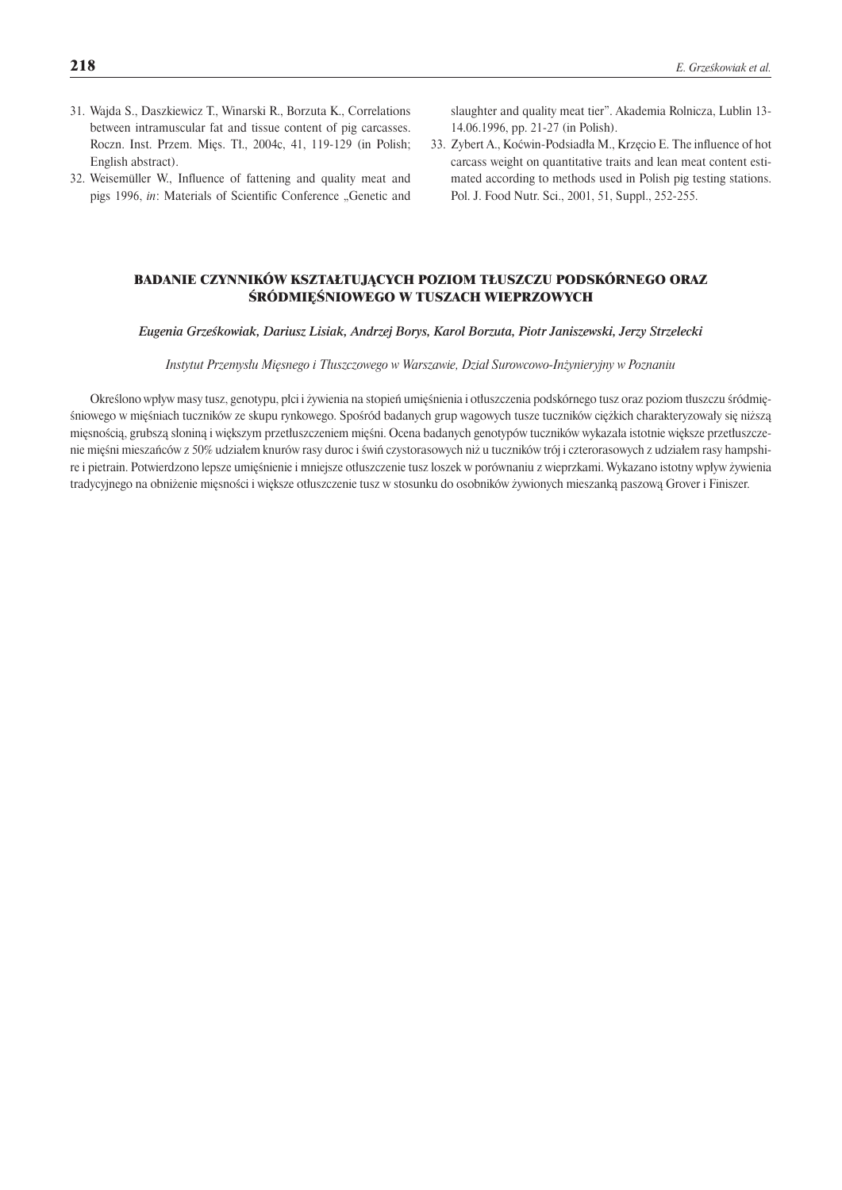31. Wajda S., Daszkiewicz T., Winarski R., Borzuta K., Correlations between intramuscular fat and tissue content of pig carcasses. Roczn. Inst. Przem. Mięs. Tł., 2004c, 41, 119-129 (in Polish; English abstract).
32. Weisemüller W., Influence of fattening and quality meat and pigs 1996, *in*: Materials of Scientific Conference „Genetic and slaughter and quality meat tier". Akademia Rolnicza, Lublin 13-14.06.1996, pp. 21-27 (in Polish).
33. Zybert A., Koćwin-Podsiadła M., Krzęcio E. The influence of hot carcass weight on quantitative traits and lean meat content estimated according to methods used in Polish pig testing stations. Pol. J. Food Nutr. Sci., 2001, 51, Suppl., 252-255.

## BADANIE CZYNNIKÓW KSZTAŁTUJĄCYCH POZIOM TŁUSZCZU PODSKÓRNEGO ORAZ ŚRÓDMIĘŚNIOWEGO W TUSZACH WIEPRZOWYCH

*Eugenia Grześkowiak, Dariusz Lisiak, Andrzej Borys, Karol Borzuta, Piotr Janiszewski, Jerzy Strzelecki*

*Instytut Przemysłu Mięsnego i Tłuszczowego w Warszawie, Dział Surowcowo-Inżynieryjny w Poznaniu*

Określono wpływ masy tusz, genotypu, płci i żywienia na stopień umięśnienia i otłuszczenia podskórnego tusz oraz poziom tłuszczu śródmięśniowego w mięśniach tuczników ze skupu rynkowego. Spośród badanych grup wagowych tusze tuczników ciężkich charakteryzowały się niższą mięsnością, grubszą słoniną i większym przetłuszczeniem mięśni. Ocena badanych genotypów tuczników wykazała istotnie większe przetłuszczenie mięśni mieszańców z 50% udziałem knurów rasy duroc i świń czystorasowych niż u tuczników trój i czterorasowych z udziałem rasy hampshire i pietrain. Potwierdzono lepsze umięśnienie i mniejsze otłuszczenie tusz loszek w porównaniu z wieprzkami. Wykazano istotny wpływ żywienia tradycyjnego na obniżenie mięsności i większe otłuszczenie tusz w stosunku do osobników żywionych mieszanką paszową Grover i Finiszer.